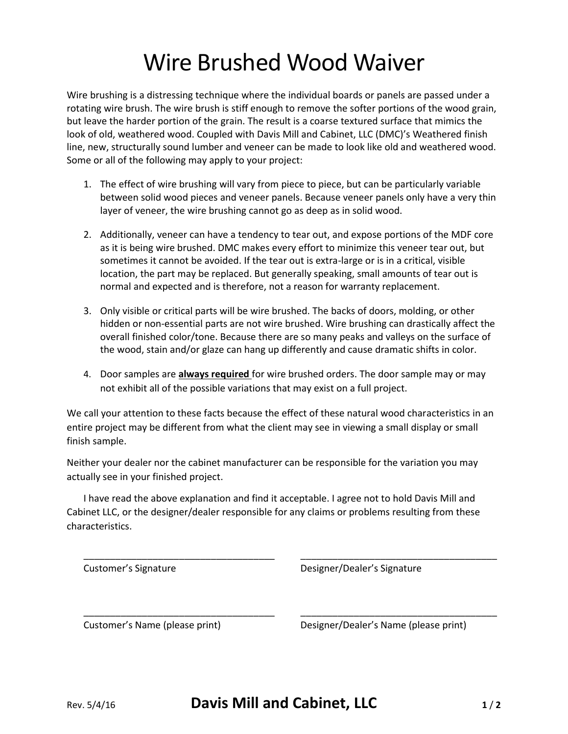# Wire Brushed Wood Waiver

Wire brushing is a distressing technique where the individual boards or panels are passed under a rotating wire brush. The wire brush is stiff enough to remove the softer portions of the wood grain, but leave the harder portion of the grain. The result is a coarse textured surface that mimics the look of old, weathered wood. Coupled with Davis Mill and Cabinet, LLC (DMC)'s Weathered finish line, new, structurally sound lumber and veneer can be made to look like old and weathered wood. Some or all of the following may apply to your project:

1. The effect of wire brushing will vary from piece to piece, but can be particularly variable between solid wood pieces and veneer panels. Because veneer panels only have a very thin layer of veneer, the wire brushing cannot go as deep as in solid wood.

2. Additionally, veneer can have a tendency to tear out, and expose portions of the MDF core as it is being wire brushed. DMC makes every effort to minimize this veneer tear out, but sometimes it cannot be avoided. If the tear out is extra-large or is in a critical, visible location, the part may be replaced. But generally speaking, small amounts of tear out is normal and expected and is therefore, not a reason for warranty replacement.

3. Only visible or critical parts will be wire brushed. The backs of doors, molding, or other hidden or non-essential parts are not wire brushed. Wire brushing can drastically affect the overall finished color/tone. Because there are so many peaks and valleys on the surface of the wood, stain and/or glaze can hang up differently and cause dramatic shifts in color.

4. Door samples are **always required** for wire brushed orders. The door sample may or may not exhibit all of the possible variations that may exist on a full project.

We call your attention to these facts because the effect of these natural wood characteristics in an entire project may be different from what the client may see in viewing a small display or small finish sample.

Neither your dealer nor the cabinet manufacturer can be responsible for the variation you may actually see in your finished project.

I have read the above explanation and find it acceptable. I agree not to hold Davis Mill and Cabinet LLC, or the designer/dealer responsible for any claims or problems resulting from these characteristics.

______________________________ ______________________________
Customer's Signature Designer/Dealer's Signature

______________________________ ______________________________
Customer's Name (please print) Designer/Dealer's Name (please print)

Rev. 5/4/16 **Davis Mill and Cabinet, LLC**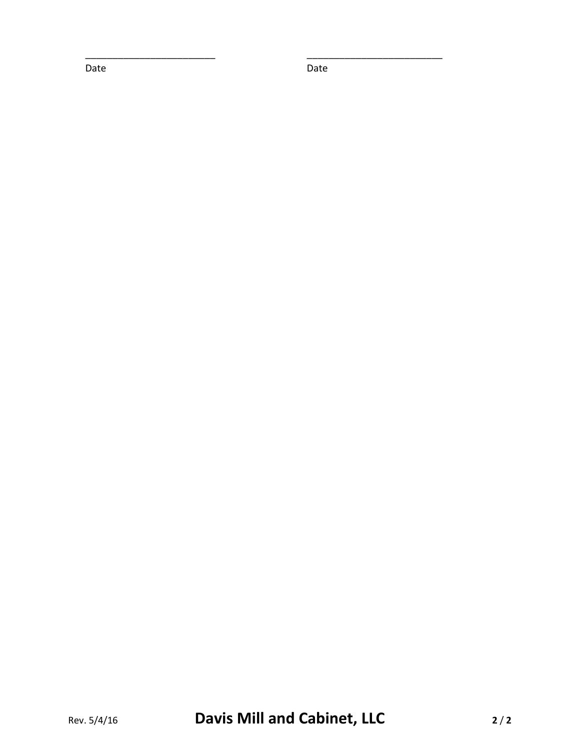_________________________ _________________________

Date Date